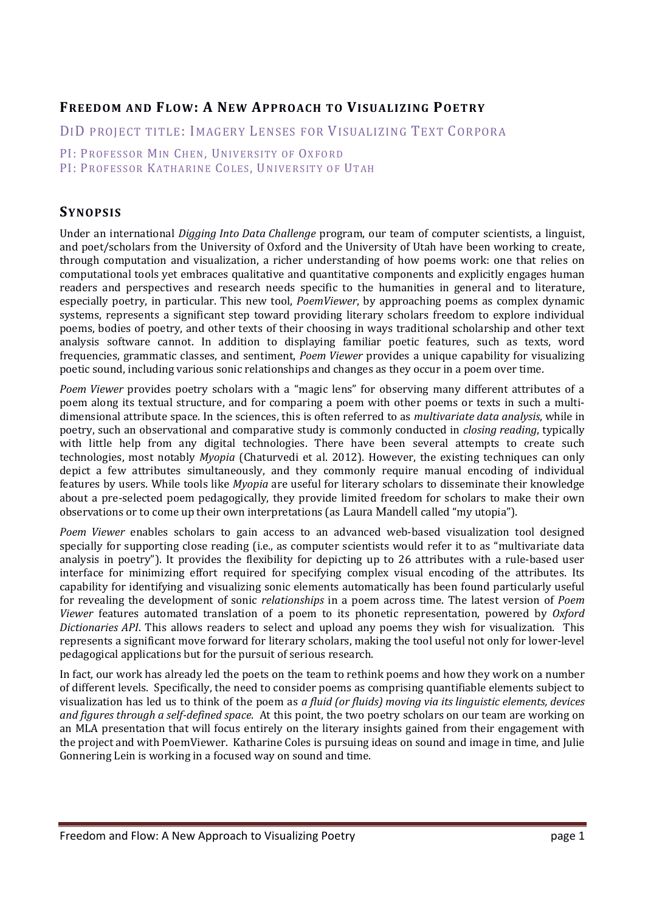# Freedom and Flow: A New Approach to Visualizing Poetry

DiD Project Title: Imagery Lenses for Visualizing Text Corpora

PI: Professor Min Chen, University of Oxford
PI: Professor Katharine Coles, University of Utah

## Synopsis

Under an international *Digging Into Data Challenge* program, our team of computer scientists, a linguist, and poet/scholars from the University of Oxford and the University of Utah have been working to create, through computation and visualization, a richer understanding of how poems work: one that relies on computational tools yet embraces qualitative and quantitative components and explicitly engages human readers and perspectives and research needs specific to the humanities in general and to literature, especially poetry, in particular. This new tool, *PoemViewer*, by approaching poems as complex dynamic systems, represents a significant step toward providing literary scholars freedom to explore individual poems, bodies of poetry, and other texts of their choosing in ways traditional scholarship and other text analysis software cannot. In addition to displaying familiar poetic features, such as texts, word frequencies, grammatic classes, and sentiment, *Poem Viewer* provides a unique capability for visualizing poetic sound, including various sonic relationships and changes as they occur in a poem over time.

*Poem Viewer* provides poetry scholars with a "magic lens" for observing many different attributes of a poem along its textual structure, and for comparing a poem with other poems or texts in such a multi-dimensional attribute space. In the sciences, this is often referred to as *multivariate data analysis*, while in poetry, such an observational and comparative study is commonly conducted in *closing reading*, typically with little help from any digital technologies. There have been several attempts to create such technologies, most notably *Myopia* (Chaturvedi et al. 2012). However, the existing techniques can only depict a few attributes simultaneously, and they commonly require manual encoding of individual features by users. While tools like *Myopia* are useful for literary scholars to disseminate their knowledge about a pre-selected poem pedagogically, they provide limited freedom for scholars to make their own observations or to come up their own interpretations (as Laura Mandell called "my utopia").

*Poem Viewer* enables scholars to gain access to an advanced web-based visualization tool designed specially for supporting close reading (i.e., as computer scientists would refer it to as "multivariate data analysis in poetry"). It provides the flexibility for depicting up to 26 attributes with a rule-based user interface for minimizing effort required for specifying complex visual encoding of the attributes. Its capability for identifying and visualizing sonic elements automatically has been found particularly useful for revealing the development of sonic *relationships* in a poem across time. The latest version of *Poem Viewer* features automated translation of a poem to its phonetic representation, powered by *Oxford Dictionaries API*. This allows readers to select and upload any poems they wish for visualization. This represents a significant move forward for literary scholars, making the tool useful not only for lower-level pedagogical applications but for the pursuit of serious research.

In fact, our work has already led the poets on the team to rethink poems and how they work on a number of different levels. Specifically, the need to consider poems as comprising quantifiable elements subject to visualization has led us to think of the poem as *a fluid (or fluids) moving via its linguistic elements, devices and figures through a self-defined space*. At this point, the two poetry scholars on our team are working on an MLA presentation that will focus entirely on the literary insights gained from their engagement with the project and with PoemViewer. Katharine Coles is pursuing ideas on sound and image in time, and Julie Gonnering Lein is working in a focused way on sound and time.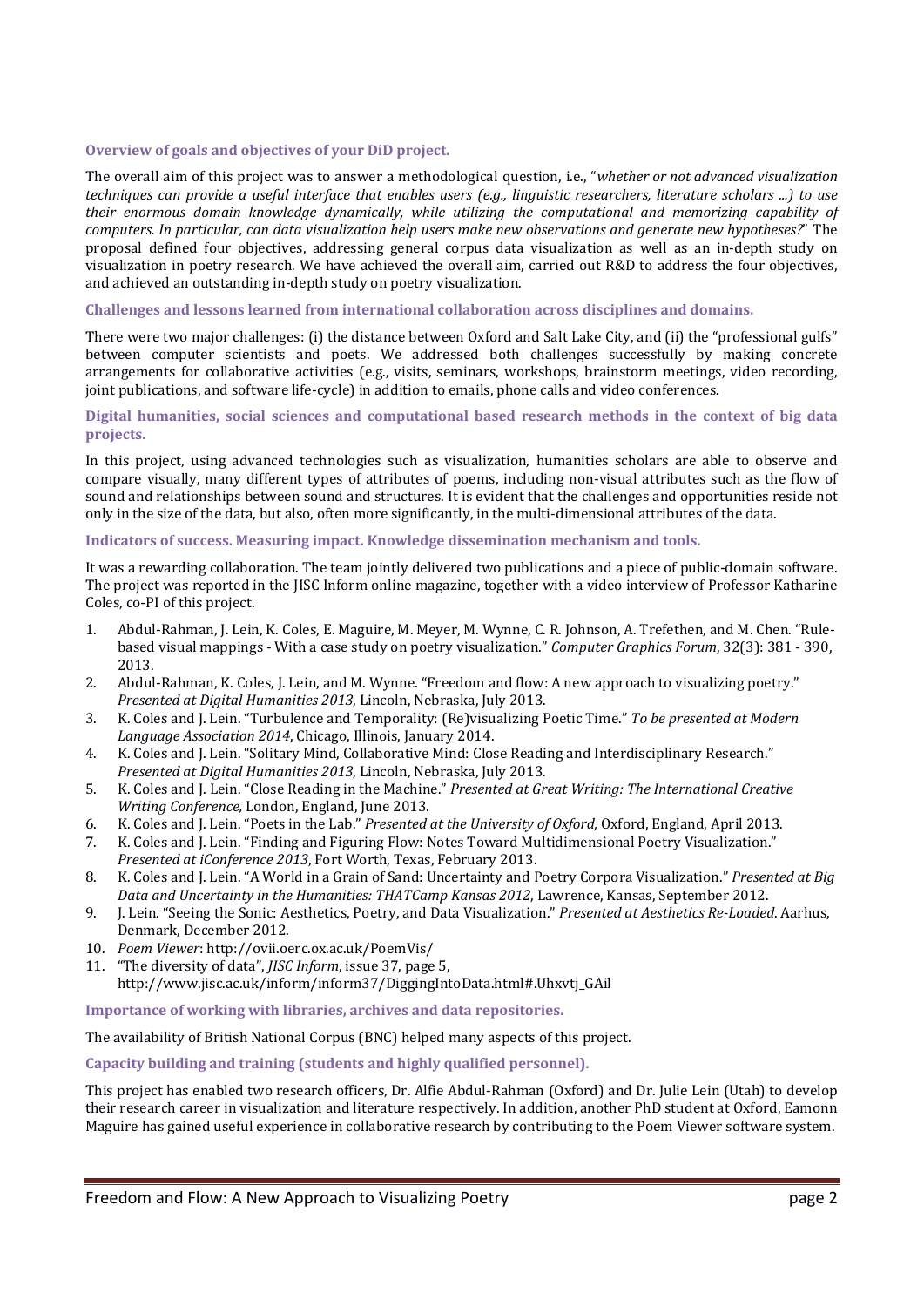### Overview of goals and objectives of your DiD project.

The overall aim of this project was to answer a methodological question, i.e., "*whether or not advanced visualization techniques can provide a useful interface that enables users (e.g., linguistic researchers, literature scholars ...) to use their enormous domain knowledge dynamically, while utilizing the computational and memorizing capability of computers. In particular, can data visualization help users make new observations and generate new hypotheses?*" The proposal defined four objectives, addressing general corpus data visualization as well as an in-depth study on visualization in poetry research. We have achieved the overall aim, carried out R&D to address the four objectives, and achieved an outstanding in-depth study on poetry visualization.

### Challenges and lessons learned from international collaboration across disciplines and domains.

There were two major challenges: (i) the distance between Oxford and Salt Lake City, and (ii) the "professional gulfs" between computer scientists and poets. We addressed both challenges successfully by making concrete arrangements for collaborative activities (e.g., visits, seminars, workshops, brainstorm meetings, video recording, joint publications, and software life-cycle) in addition to emails, phone calls and video conferences.

### Digital humanities, social sciences and computational based research methods in the context of big data projects.

In this project, using advanced technologies such as visualization, humanities scholars are able to observe and compare visually, many different types of attributes of poems, including non-visual attributes such as the flow of sound and relationships between sound and structures. It is evident that the challenges and opportunities reside not only in the size of the data, but also, often more significantly, in the multi-dimensional attributes of the data.

### Indicators of success. Measuring impact. Knowledge dissemination mechanism and tools.

It was a rewarding collaboration. The team jointly delivered two publications and a piece of public-domain software. The project was reported in the JISC Inform online magazine, together with a video interview of Professor Katharine Coles, co-PI of this project.

1. Abdul-Rahman, J. Lein, K. Coles, E. Maguire, M. Meyer, M. Wynne, C. R. Johnson, A. Trefethen, and M. Chen. "Rule-based visual mappings - With a case study on poetry visualization." *Computer Graphics Forum*, 32(3): 381 - 390, 2013.
2. Abdul-Rahman, K. Coles, J. Lein, and M. Wynne. "Freedom and flow: A new approach to visualizing poetry." *Presented at Digital Humanities 2013*, Lincoln, Nebraska, July 2013.
3. K. Coles and J. Lein. "Turbulence and Temporality: (Re)visualizing Poetic Time." *To be presented at Modern Language Association 2014*, Chicago, Illinois, January 2014.
4. K. Coles and J. Lein. "Solitary Mind, Collaborative Mind: Close Reading and Interdisciplinary Research." *Presented at Digital Humanities 2013*, Lincoln, Nebraska, July 2013.
5. K. Coles and J. Lein. "Close Reading in the Machine." *Presented at Great Writing: The International Creative Writing Conference,* London, England, June 2013.
6. K. Coles and J. Lein. "Poets in the Lab." *Presented at the University of Oxford,* Oxford, England, April 2013.
7. K. Coles and J. Lein. "Finding and Figuring Flow: Notes Toward Multidimensional Poetry Visualization." *Presented at iConference 2013*, Fort Worth, Texas, February 2013.
8. K. Coles and J. Lein. "A World in a Grain of Sand: Uncertainty and Poetry Corpora Visualization." *Presented at Big Data and Uncertainty in the Humanities: THATCamp Kansas 2012*, Lawrence, Kansas, September 2012.
9. J. Lein. "Seeing the Sonic: Aesthetics, Poetry, and Data Visualization." *Presented at Aesthetics Re-Loaded*. Aarhus, Denmark, December 2012.
10. *Poem Viewer*: http://ovii.oerc.ox.ac.uk/PoemVis/
11. "The diversity of data", *JISC Inform*, issue 37, page 5, http://www.jisc.ac.uk/inform/inform37/DiggingIntoData.html#.Uhxvtj_GAil

### Importance of working with libraries, archives and data repositories.

The availability of British National Corpus (BNC) helped many aspects of this project.

### Capacity building and training (students and highly qualified personnel).

This project has enabled two research officers, Dr. Alfie Abdul-Rahman (Oxford) and Dr. Julie Lein (Utah) to develop their research career in visualization and literature respectively. In addition, another PhD student at Oxford, Eamonn Maguire has gained useful experience in collaborative research by contributing to the Poem Viewer software system.